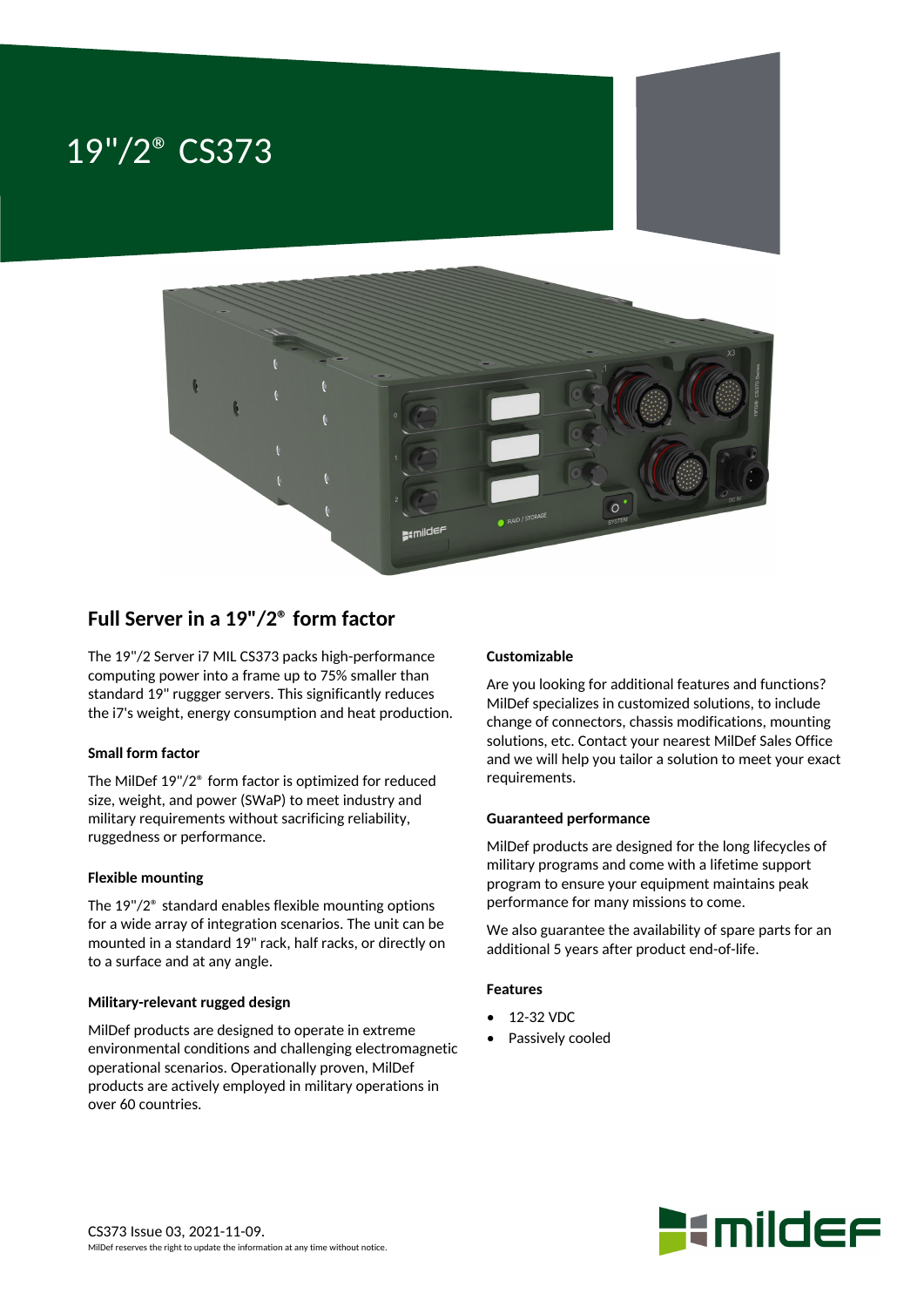# 19"/2® CS373

## Full Server in a 19"/2® form factor

The 19"/2 Server i7 MIL CS373 packs high-performance computing power into a frame up to 75% smaller than standard 19" ruggger servers. This significantly reduces the i7's weight, energy consumption and heat production.

### Small form factor

The MilDef 19"/2® form factor is optimized for reduced size, weight, and power (SWaP) to meet industry and military requirements without sacrificing reliability, ruggedness or performance.

### Flexible mounting

The 19"/2® standard enables flexible mounting options for a wide array of integration scenarios. The unit can be mounted in a standard 19" rack, half racks, or directly on to a surface and at any angle.

### Military-relevant rugged design

MilDef products are designed to operate in extreme environmental conditions and challenging electromagnetic operational scenarios. Operationally proven, MilDef products are actively employed in military operations in over 60 countries.

### Customizable

Are you looking for additional features and functions? MilDef specializes in customized solutions, to include change of connectors, chassis modifications, mounting solutions, etc. Contact your nearest MilDef Sales Office and we will help you tailor a solution to meet your exact requirements.

### Guaranteed performance

MilDef products are designed for the long lifecycles of military programs and come with a lifetime support program to ensure your equipment maintains peak performance for many missions to come.

We also guarantee the availability of spare parts for an additional 5 years after product end-of-life.

### Features

- 12-32 VDC
- Passively cooled

CS373 Issue 03, 2021-11-09.
MilDef reserves the right to update the information at any time without notice.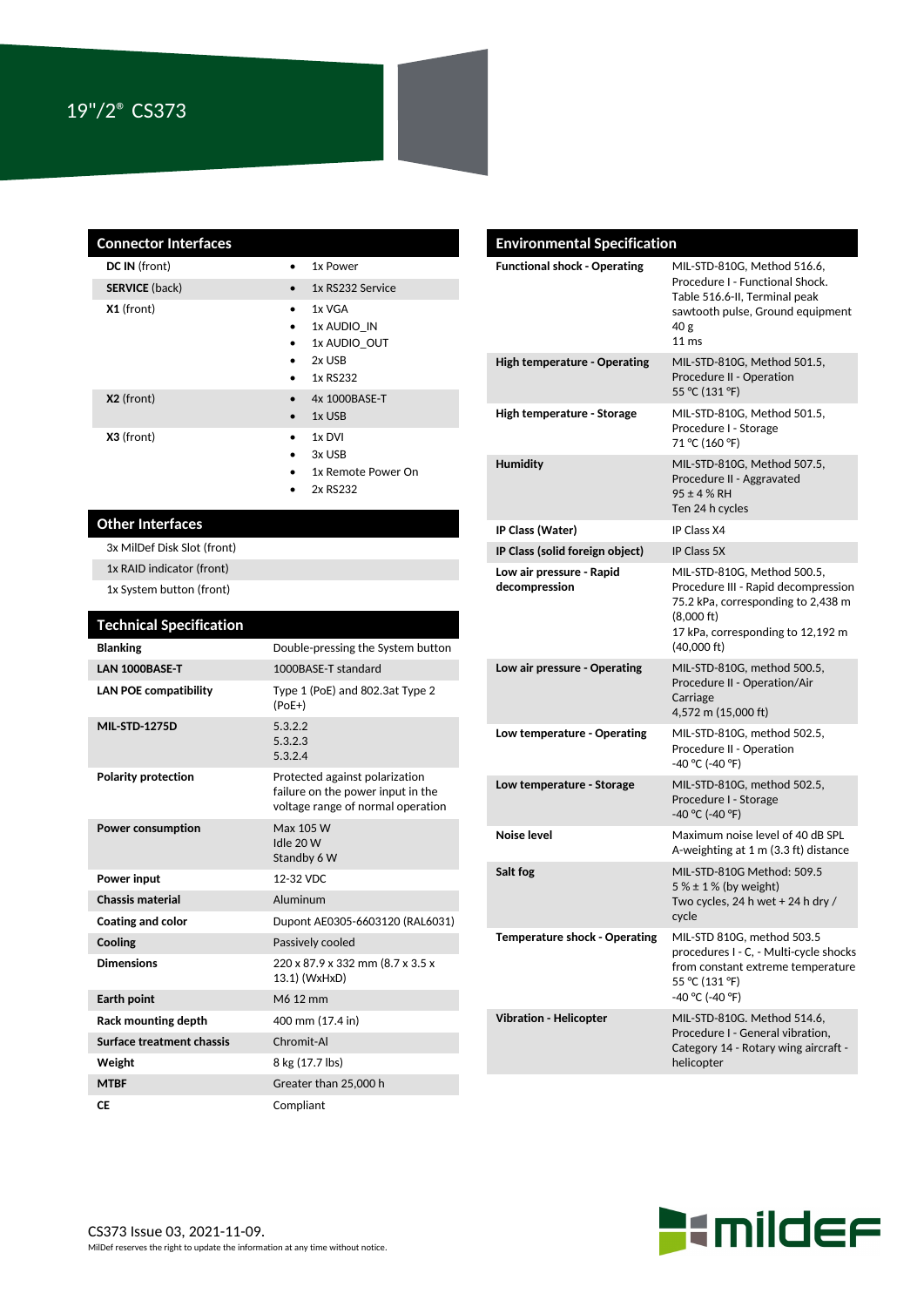# 19"/2® CS373

## Connector Interfaces

| | |
|---|---|
| **DC IN** (front) | • 1x Power |
| **SERVICE** (back) | • 1x RS232 Service |
| **X1** (front) | • 1x VGA<br>• 1x AUDIO_IN<br>• 1x AUDIO_OUT<br>• 2x USB<br>• 1x RS232 |
| **X2** (front) | • 4x 1000BASE-T<br>• 1x USB |
| **X3** (front) | • 1x DVI<br>• 3x USB<br>• 1x Remote Power On<br>• 2x RS232 |

## Other Interfaces

- 3x MilDef Disk Slot (front)
- 1x RAID indicator (front)
- 1x System button (front)

## Techical Specification

| | |
|---|---|
| **Blanking** | Double-pressing the System button |
| **LAN 1000BASE-T** | 1000BASE-T standard |
| **LAN POE compatibility** | Type 1 (PoE) and 802.3at Type 2 (PoE+) |
| **MIL-STD-1275D** | 5.3.2.2<br>5.3.2.3<br>5.3.2.4 |
| **Polarity protection** | Protected against polarization failure on the power input in the voltage range of normal operation |
| **Power consumption** | Max 105 W<br>Idle 20 W<br>Standby 6 W |
| **Power input** | 12-32 VDC |
| **Chassis material** | Aluminum |
| **Coating and color** | Dupont AE0305-6603120 (RAL6031) |
| **Cooling** | Passively cooled |
| **Dimensions** | 220 x 87.9 x 332 mm (8.7 x 3.5 x 13.1) (WxHxD) |
| **Earth point** | M6 12 mm |
| **Rack mounting depth** | 400 mm (17.4 in) |
| **Surface treatment chassis** | Chromit-Al |
| **Weight** | 8 kg (17.7 lbs) |
| **MTBF** | Greater than 25,000 h |
| **CE** | Compliant |

## Environmental Specification

| | |
|---|---|
| **Functional shock - Operating** | MIL-STD-810G, Method 516.6, Procedure I - Functional Shock. Table 516.6-II, Terminal peak sawtooth pulse, Ground equipment<br>40 g<br>11 ms |
| **High temperature - Operating** | MIL-STD-810G, Method 501.5, Procedure II - Operation<br>55 °C (131 °F) |
| **High temperature - Storage** | MIL-STD-810G, Method 501.5, Procedure I - Storage<br>71 °C (160 °F) |
| **Humidity** | MIL-STD-810G, Method 507.5, Procedure II - Aggravated<br>95 ± 4 % RH<br>Ten 24 h cycles |
| **IP Class (Water)** | IP Class X4 |
| **IP Class (solid foreign object)** | IP Class 5X |
| **Low air pressure - Rapid decompression** | MIL-STD-810G, Method 500.5, Procedure III - Rapid decompression 75.2 kPa, corresponding to 2,438 m (8,000 ft)<br>17 kPa, corresponding to 12,192 m (40,000 ft) |
| **Low air pressure - Operating** | MIL-STD-810G, method 500.5, Procedure II - Operation/Air Carriage<br>4,572 m (15,000 ft) |
| **Low temperature - Operating** | MIL-STD-810G, method 502.5, Procedure II - Operation<br>-40 °C (-40 °F) |
| **Low temperature - Storage** | MIL-STD-810G, method 502.5, Procedure I - Storage<br>-40 °C (-40 °F) |
| **Noise level** | Maximum noise level of 40 dB SPL A-weighting at 1 m (3.3 ft) distance |
| **Salt fog** | MIL-STD-810G Method: 509.5<br>5 % ± 1 % (by weight)<br>Two cycles, 24 h wet + 24 h dry / cycle |
| **Temperature shock - Operating** | MIL-STD 810G, method 503.5 procedures I - C, - Multi-cycle shocks from constant extreme temperature<br>55 °C (131 °F)<br>-40 °C (-40 °F) |
| **Vibration - Helicopter** | MIL-STD-810G. Method 514.6, Procedure I - General vibration, Category 14 - Rotary wing aircraft - helicopter |

CS373 Issue 03, 2021-11-09.

MilDef reserves the right to update the information at any time without notice.

mildef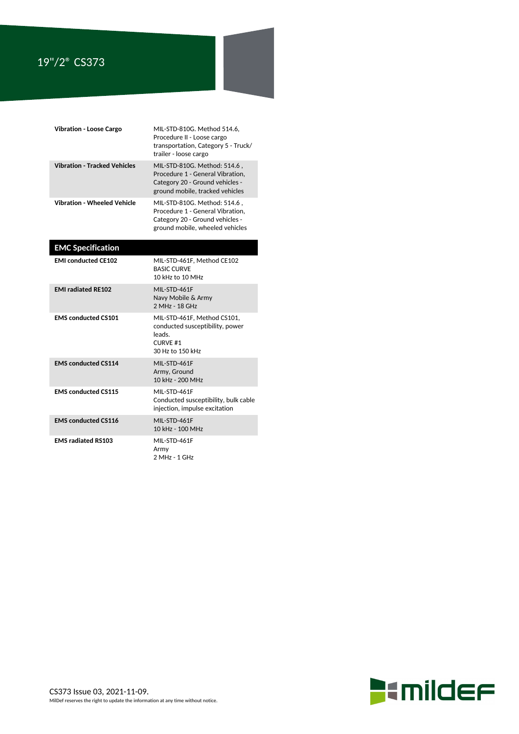19"/2® CS373

| | |
|---|---|
| **Vibration - Loose Cargo** | MIL-STD-810G. Method 514.6, Procedure II - Loose cargo transportation, Category 5 - Truck/ trailer - loose cargo |
| **Vibration - Tracked Vehicles** | MIL-STD-810G. Method: 514.6 , Procedure 1 - General Vibration, Category 20 - Ground vehicles - ground mobile, tracked vehicles |
| **Vibration - Wheeled Vehicle** | MIL-STD-810G. Method: 514.6 , Procedure 1 - General Vibration, Category 20 - Ground vehicles - ground mobile, wheeled vehicles |

## EMC Specification

| | |
|---|---|
| **EMI conducted CE102** | MIL-STD-461F, Method CE102<br>BASIC CURVE<br>10 kHz to 10 MHz |
| **EMI radiated RE102** | MIL-STD-461F<br>Navy Mobile & Army<br>2 MHz - 18 GHz |
| **EMS conducted CS101** | MIL-STD-461F, Method CS101, conducted susceptibility, power leads.<br>CURVE #1<br>30 Hz to 150 kHz |
| **EMS conducted CS114** | MIL-STD-461F<br>Army, Ground<br>10 kHz - 200 MHz |
| **EMS conducted CS115** | MIL-STD-461F<br>Conducted susceptibility, bulk cable injection, impulse excitation |
| **EMS conducted CS116** | MIL-STD-461F<br>10 kHz - 100 MHz |
| **EMS radiated RS103** | MIL-STD-461F<br>Army<br>2 MHz - 1 GHz |

CS373 Issue 03, 2021-11-09.

MilDef reserves the right to update the information at any time without notice.